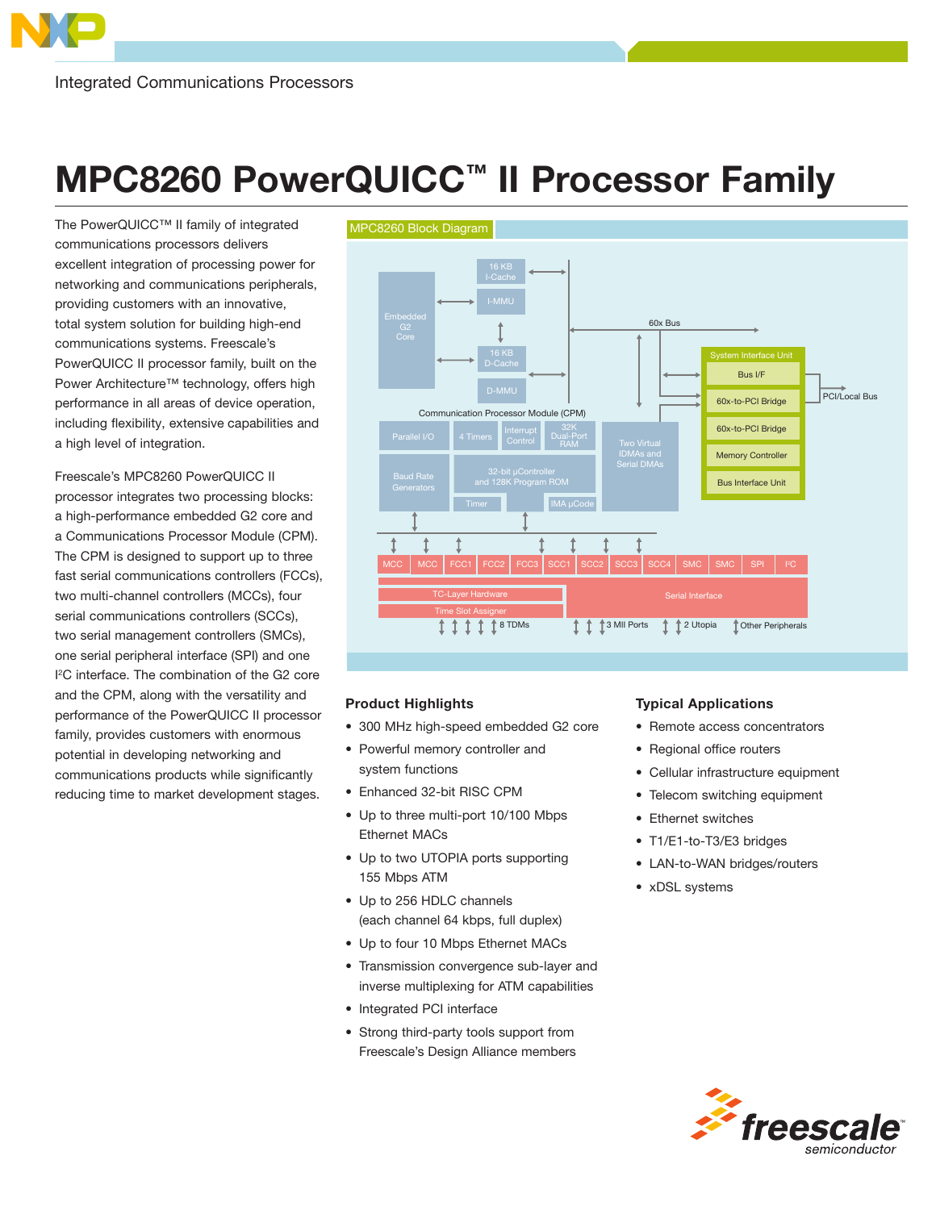Integrated Communications Processors

# MPC8260 PowerQUICC™ II Processor Family

The PowerQUICC™ II family of integrated communications processors delivers excellent integration of processing power for networking and communications peripherals, providing customers with an innovative, total system solution for building high-end communications systems. Freescale's PowerQUICC II processor family, built on the Power Architecture™ technology, offers high performance in all areas of device operation, including flexibility, extensive capabilities and a high level of integration.

Freescale's MPC8260 PowerQUICC II processor integrates two processing blocks: a high-performance embedded G2 core and a Communications Processor Module (CPM). The CPM is designed to support up to three fast serial communications controllers (FCCs), two multi-channel controllers (MCCs), four serial communications controllers (SCCs), two serial management controllers (SMCs), one serial peripheral interface (SPI) and one I²C interface. The combination of the G2 core and the CPM, along with the versatility and performance of the PowerQUICC II processor family, provides customers with enormous potential in developing networking and communications products while significantly reducing time to market development stages.

MPC8260 Block Diagram

## Product Highlights

- 300 MHz high-speed embedded G2 core
- Powerful memory controller and system functions
- Enhanced 32-bit RISC CPM
- Up to three multi-port 10/100 Mbps Ethernet MACs
- Up to two UTOPIA ports supporting 155 Mbps ATM
- Up to 256 HDLC channels (each channel 64 kbps, full duplex)
- Up to four 10 Mbps Ethernet MACs
- Transmission convergence sub-layer and inverse multiplexing for ATM capabilities
- Integrated PCI interface
- Strong third-party tools support from Freescale's Design Alliance members

## Typical Applications

- Remote access concentrators
- Regional office routers
- Cellular infrastructure equipment
- Telecom switching equipment
- Ethernet switches
- T1/E1-to-T3/E3 bridges
- LAN-to-WAN bridges/routers
- xDSL systems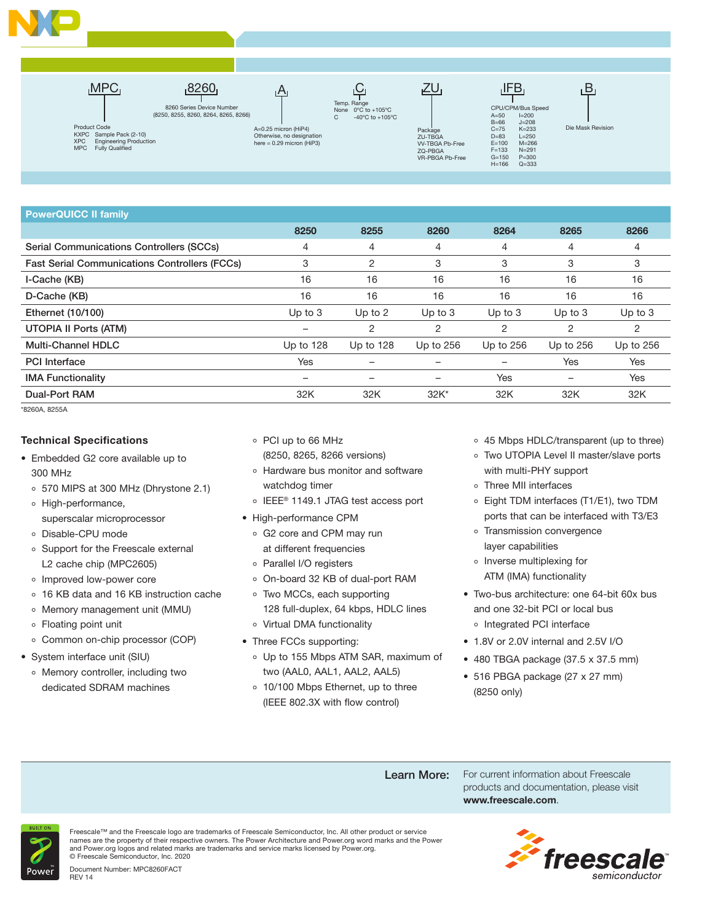MPC 8260 A C ZU IFB B

- **MPC** — Product Code
  - KXPC Sample Pack (2-10)
  - XPC Engineering Production
  - MPC Fully Qualified
- **8260** — 8260 Series Device Number (8250, 8255, 8260, 8264, 8265, 8266)
- **A** — A=0.25 micron (HiP4) Otherwise, no designation here = 0.29 micron (HiP3)
- **C** — Temp. Range
  - None 0°C to +105°C
  - C -40°C to +105°C
- **ZU** — Package
  - ZU-TBGA
  - VV-TBGA Pb-Free
  - ZQ-PBGA
  - VR-PBGA Pb-Free
- **IFB** — CPU/CPM/Bus Speed
  - A=50 I=200
  - B=66 J=208
  - C=75 K=233
  - D=83 L=250
  - E=100 M=266
  - F=133 N=291
  - G=150 P=300
  - H=166 Q=333
- **B** — Die Mask Revision

## PowerQUICC II family

| | 8250 | 8255 | 8260 | 8264 | 8265 | 8266 |
|---|---|---|---|---|---|---|
| Serial Communications Controllers (SCCs) | 4 | 4 | 4 | 4 | 4 | 4 |
| Fast Serial Communications Controllers (FCCs) | 3 | 2 | 3 | 3 | 3 | 3 |
| I-Cache (KB) | 16 | 16 | 16 | 16 | 16 | 16 |
| D-Cache (KB) | 16 | 16 | 16 | 16 | 16 | 16 |
| Ethernet (10/100) | Up to 3 | Up to 2 | Up to 3 | Up to 3 | Up to 3 | Up to 3 |
| UTOPIA II Ports (ATM) | – | 2 | 2 | 2 | 2 | 2 |
| Multi-Channel HDLC | Up to 128 | Up to 128 | Up to 256 | Up to 256 | Up to 256 | Up to 256 |
| PCI Interface | Yes | – | – | – | Yes | Yes |
| IMA Functionality | – | – | – | Yes | – | Yes |
| Dual-Port RAM | 32K | 32K | 32K* | 32K | 32K | 32K |

*8260A, 8255A

## Technical Specifications

- Embedded G2 core available up to 300 MHz
  - 570 MIPS at 300 MHz (Dhrystone 2.1)
  - High-performance, superscalar microprocessor
  - Disable-CPU mode
  - Support for the Freescale external L2 cache chip (MPC2605)
  - Improved low-power core
  - 16 KB data and 16 KB instruction cache
  - Memory management unit (MMU)
  - Floating point unit
  - Common on-chip processor (COP)
- System interface unit (SIU)
  - Memory controller, including two dedicated SDRAM machines
  - PCI up to 66 MHz (8250, 8265, 8266 versions)
  - Hardware bus monitor and software watchdog timer
  - IEEE® 1149.1 JTAG test access port
- High-performance CPM
  - G2 core and CPM may run at different frequencies
  - Parallel I/O registers
  - On-board 32 KB of dual-port RAM
  - Two MCCs, each supporting 128 full-duplex, 64 kbps, HDLC lines
  - Virtual DMA functionality
- Three FCCs supporting:
  - Up to 155 Mbps ATM SAR, maximum of two (AAL0, AAL1, AAL2, AAL5)
  - 10/100 Mbps Ethernet, up to three (IEEE 802.3X with flow control)
  - 45 Mbps HDLC/transparent (up to three)
  - Two UTOPIA Level II master/slave ports with multi-PHY support
  - Three MII interfaces
  - Eight TDM interfaces (T1/E1), two TDM ports that can be interfaced with T3/E3
  - Transmission convergence layer capabilities
  - Inverse multiplexing for ATM (IMA) functionality
- Two-bus architecture: one 64-bit 60x bus and one 32-bit PCI or local bus
  - Integrated PCI interface
- 1.8V or 2.0V internal and 2.5V I/O
- 480 TBGA package (37.5 x 37.5 mm)
- 516 PBGA package (27 x 27 mm) (8250 only)

**Learn More:** For current information about Freescale products and documentation, please visit **www.freescale.com**.

Freescale™ and the Freescale logo are trademarks of Freescale Semiconductor, Inc. All other product or service names are the property of their respective owners. The Power Architecture and Power.org word marks and the Power and Power.org logos and related marks are trademarks and service marks licensed by Power.org.
© Freescale Semiconductor, Inc. 2020

Document Number: MPC8260FACT
REV 14